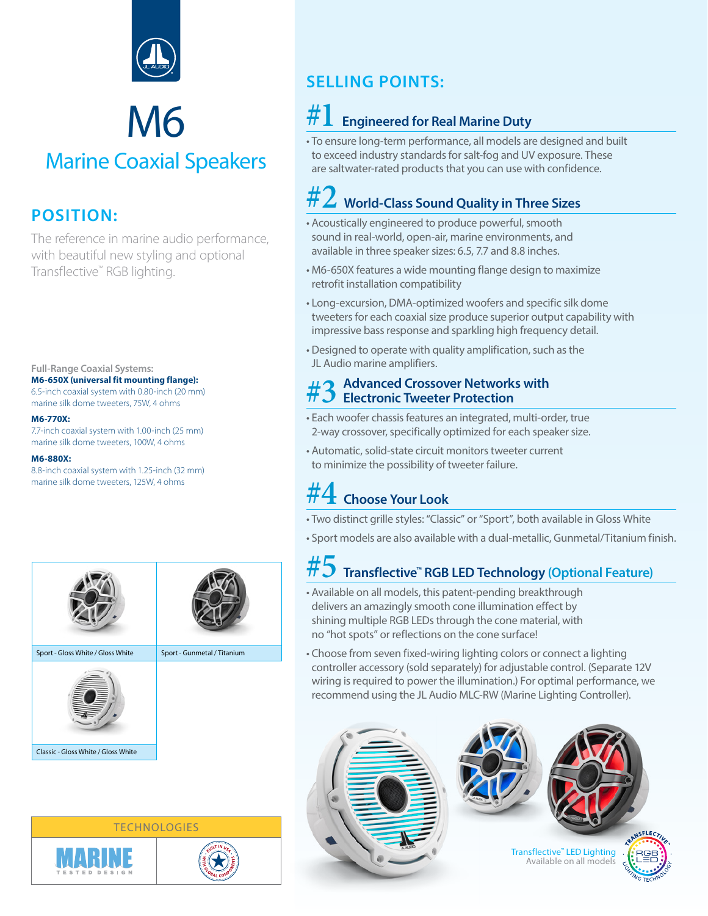# M6

## Marine Coaxial Speakers

### POSITION:

The reference in marine audio performance, with beautiful new styling and optional Transflective™ RGB lighting.

**Full-Range Coaxial Systems:**

**M6-650X (universal fit mounting flange):**
6.5-inch coaxial system with 0.80-inch (20 mm) marine silk dome tweeters, 75W, 4 ohms

**M6-770X:**
7.7-inch coaxial system with 1.00-inch (25 mm) marine silk dome tweeters, 100W, 4 ohms

**M6-880X:**
8.8-inch coaxial system with 1.25-inch (32 mm) marine silk dome tweeters, 125W, 4 ohms

Sport - Gloss White / Gloss White

Sport - Gunmetal / Titanium

Classic - Gloss White / Gloss White

TECHNOLOGIES

MARINE TESTED DESIGN

BUILT IN USA WITH GLOBAL COMPONENTS

## SELLING POINTS:

### #1 Engineered for Real Marine Duty

- To ensure long-term performance, all models are designed and built to exceed industry standards for salt-fog and UV exposure. These are saltwater-rated products that you can use with confidence.

### #2 World-Class Sound Quality in Three Sizes

- Acoustically engineered to produce powerful, smooth sound in real-world, open-air, marine environments, and available in three speaker sizes: 6.5, 7.7 and 8.8 inches.
- M6-650X features a wide mounting flange design to maximize retrofit installation compatibility
- Long-excursion, DMA-optimized woofers and specific silk dome tweeters for each coaxial size produce superior output capability with impressive bass response and sparkling high frequency detail.
- Designed to operate with quality amplification, such as the JL Audio marine amplifiers.

### #3 Advanced Crossover Networks with Electronic Tweeter Protection

- Each woofer chassis features an integrated, multi-order, true 2-way crossover, specifically optimized for each speaker size.
- Automatic, solid-state circuit monitors tweeter current to minimize the possibility of tweeter failure.

### #4 Choose Your Look

- Two distinct grille styles: "Classic" or "Sport", both available in Gloss White
- Sport models are also available with a dual-metallic, Gunmetal/Titanium finish.

### #5 Transflective™ RGB LED Technology (Optional Feature)

- Available on all models, this patent-pending breakthrough delivers an amazingly smooth cone illumination effect by shining multiple RGB LEDs through the cone material, with no "hot spots" or reflections on the cone surface!
- Choose from seven fixed-wiring lighting colors or connect a lighting controller accessory (sold separately) for adjustable control. (Separate 12V wiring is required to power the illumination.) For optimal performance, we recommend using the JL Audio MLC-RW (Marine Lighting Controller).

Transflective™ LED Lighting
Available on all models

TRANSFLECTIVE RGB LED LIGHTING TECHNOLOGY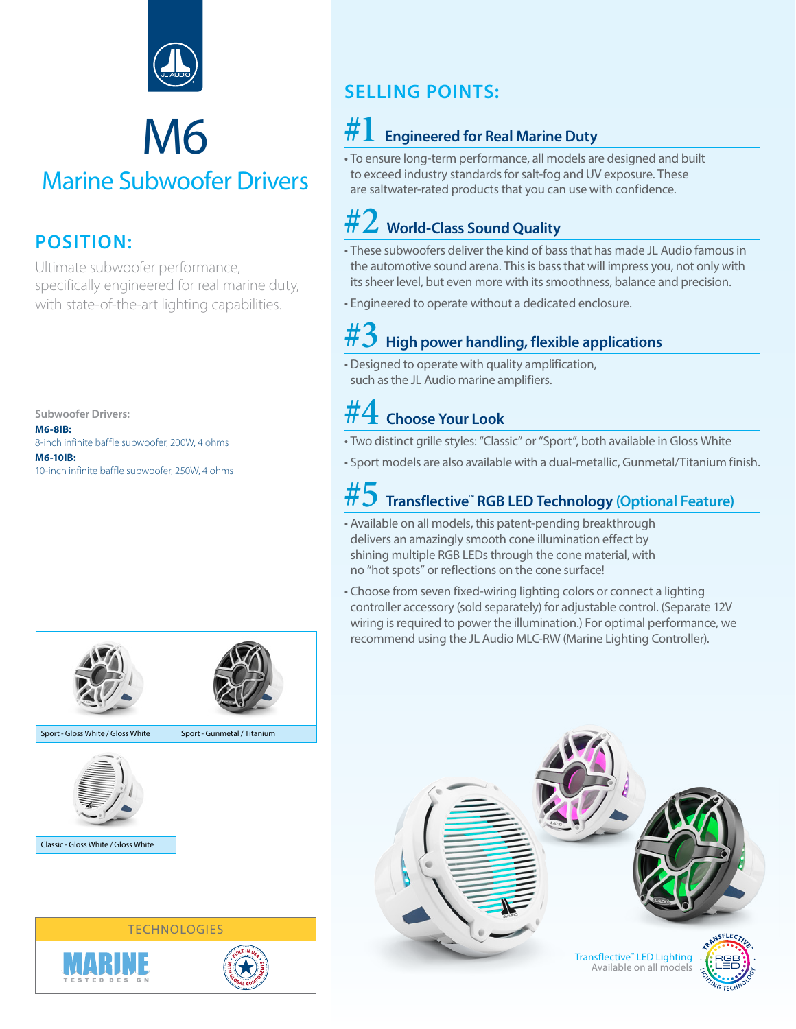# M6

## Marine Subwoofer Drivers

## POSITION:

Ultimate subwoofer performance, specifically engineered for real marine duty, with state-of-the-art lighting capabilities.

Subwoofer Drivers:

**M6-8IB:**
8-inch infinite baffle subwoofer, 200W, 4 ohms

**M6-10IB:**
10-inch infinite baffle subwoofer, 250W, 4 ohms

Sport - Gloss White / Gloss White

Sport - Gunmetal / Titanium

Classic - Gloss White / Gloss White

TECHNOLOGIES

MARINE TESTED DESIGN

BUILT IN USA WITH GLOBAL COMPONENTS

## SELLING POINTS:

### #1 Engineered for Real Marine Duty

- To ensure long-term performance, all models are designed and built to exceed industry standards for salt-fog and UV exposure. These are saltwater-rated products that you can use with confidence.

### #2 World-Class Sound Quality

- These subwoofers deliver the kind of bass that has made JL Audio famous in the automotive sound arena. This is bass that will impress you, not only with its sheer level, but even more with its smoothness, balance and precision.
- Engineered to operate without a dedicated enclosure.

### #3 High power handling, flexible applications

- Designed to operate with quality amplification, such as the JL Audio marine amplifiers.

### #4 Choose Your Look

- Two distinct grille styles: "Classic" or "Sport", both available in Gloss White
- Sport models are also available with a dual-metallic, Gunmetal/Titanium finish.

### #5 Transflective™ RGB LED Technology (Optional Feature)

- Available on all models, this patent-pending breakthrough delivers an amazingly smooth cone illumination effect by shining multiple RGB LEDs through the cone material, with no "hot spots" or reflections on the cone surface!
- Choose from seven fixed-wiring lighting colors or connect a lighting controller accessory (sold separately) for adjustable control. (Separate 12V wiring is required to power the illumination.) For optimal performance, we recommend using the JL Audio MLC-RW (Marine Lighting Controller).

Transflective™ LED Lighting
Available on all models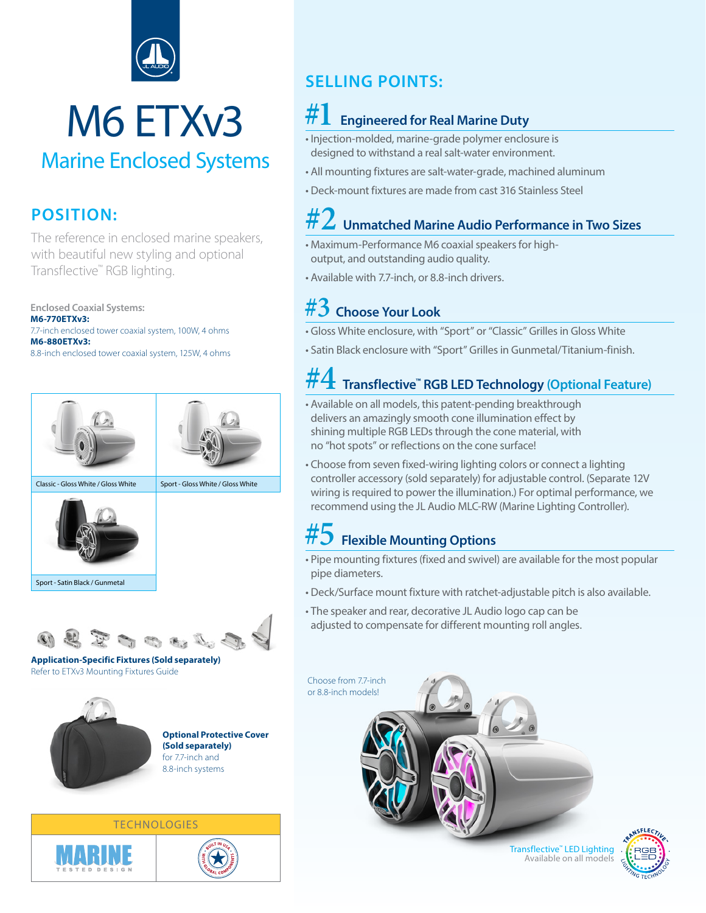# M6 ETXv3

## Marine Enclosed Systems

## POSITION:

The reference in enclosed marine speakers, with beautiful new styling and optional Transflective™ RGB lighting.

**Enclosed Coaxial Systems:**

**M6-770ETXv3:**
7.7-inch enclosed tower coaxial system, 100W, 4 ohms

**M6-880ETXv3:**
8.8-inch enclosed tower coaxial system, 125W, 4 ohms

Classic - Gloss White / Gloss White

Sport - Gloss White / Gloss White

Sport - Satin Black / Gunmetal

**Application-Specific Fixtures (Sold separately)**
Refer to ETXv3 Mounting Fixtures Guide

**Optional Protective Cover (Sold separately)**
for 7.7-inch and 8.8-inch systems

### TECHNOLOGIES

MARINE TESTED DESIGN

BUILT IN USA WITH GLOBAL COMPONENTS

## SELLING POINTS:

### #1 Engineered for Real Marine Duty

- Injection-molded, marine-grade polymer enclosure is designed to withstand a real salt-water environment.
- All mounting fixtures are salt-water-grade, machined aluminum
- Deck-mount fixtures are made from cast 316 Stainless Steel

### #2 Unmatched Marine Audio Performance in Two Sizes

- Maximum-Performance M6 coaxial speakers for high-output, and outstanding audio quality.
- Available with 7.7-inch, or 8.8-inch drivers.

### #3 Choose Your Look

- Gloss White enclosure, with "Sport" or "Classic" Grilles in Gloss White
- Satin Black enclosure with "Sport" Grilles in Gunmetal/Titanium-finish.

### #4 Transflective™ RGB LED Technology (Optional Feature)

- Available on all models, this patent-pending breakthrough delivers an amazingly smooth cone illumination effect by shining multiple RGB LEDs through the cone material, with no "hot spots" or reflections on the cone surface!
- Choose from seven fixed-wiring lighting colors or connect a lighting controller accessory (sold separately) for adjustable control. (Separate 12V wiring is required to power the illumination.) For optimal performance, we recommend using the JL Audio MLC-RW (Marine Lighting Controller).

### #5 Flexible Mounting Options

- Pipe mounting fixtures (fixed and swivel) are available for the most popular pipe diameters.
- Deck/Surface mount fixture with ratchet-adjustable pitch is also available.
- The speaker and rear, decorative JL Audio logo cap can be adjusted to compensate for different mounting roll angles.

Choose from 7.7-inch or 8.8-inch models!

Transflective™ LED Lighting
Available on all models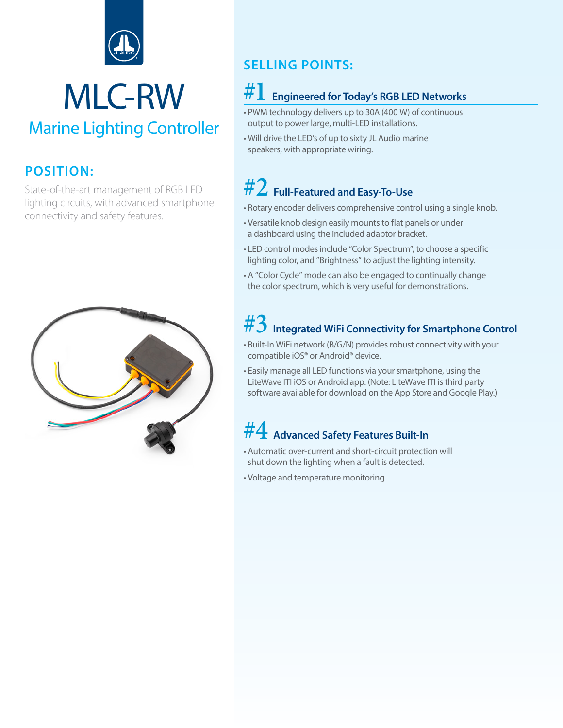# MLC-RW

## Marine Lighting Controller

### POSITION:

State-of-the-art management of RGB LED lighting circuits, with advanced smartphone connectivity and safety features.

### SELLING POINTS:

#### #1 Engineered for Today's RGB LED Networks

- PWM technology delivers up to 30A (400 W) of continuous output to power large, multi-LED installations.
- Will drive the LED's of up to sixty JL Audio marine speakers, with appropriate wiring.

#### #2 Full-Featured and Easy-To-Use

- Rotary encoder delivers comprehensive control using a single knob.
- Versatile knob design easily mounts to flat panels or under a dashboard using the included adaptor bracket.
- LED control modes include "Color Spectrum", to choose a specific lighting color, and "Brightness" to adjust the lighting intensity.
- A "Color Cycle" mode can also be engaged to continually change the color spectrum, which is very useful for demonstrations.

#### #3 Integrated WiFi Connectivity for Smartphone Control

- Built-In WiFi network (B/G/N) provides robust connectivity with your compatible iOS® or Android® device.
- Easily manage all LED functions via your smartphone, using the LiteWave ITI iOS or Android app. (Note: LiteWave ITI is third party software available for download on the App Store and Google Play.)

#### #4 Advanced Safety Features Built-In

- Automatic over-current and short-circuit protection will shut down the lighting when a fault is detected.
- Voltage and temperature monitoring